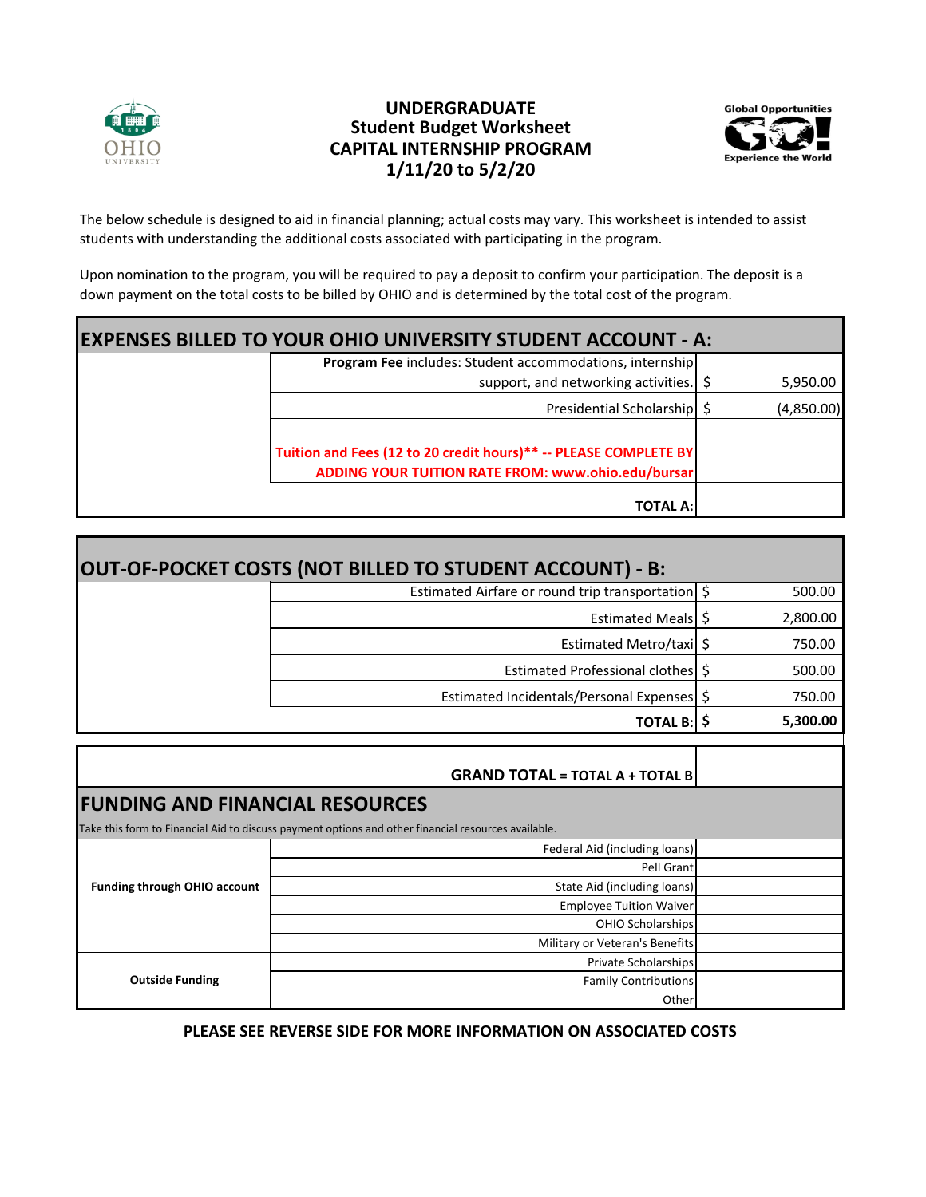# UNDERGRADUATE
## Student Budget Worksheet
## CAPITAL INTERNSHIP PROGRAM
## 1/11/20 to 5/2/20

Global Opportunities GO! Experience the World

The below schedule is designed to aid in financial planning; actual costs may vary. This worksheet is intended to assist students with understanding the additional costs associated with participating in the program.

Upon nomination to the program, you will be required to pay a deposit to confirm your participation. The deposit is a down payment on the total costs to be billed by OHIO and is determined by the total cost of the program.

| EXPENSES BILLED TO YOUR OHIO UNIVERSITY STUDENT ACCOUNT - A: | | |
|---|---|---|
| | **Program Fee** includes: Student accommodations, internship support, and networking activities. | $ 5,950.00 |
| | Presidential Scholarship | $ (4,850.00) |
| | **Tuition and Fees (12 to 20 credit hours)** -- PLEASE COMPLETE BY ADDING YOUR TUITION RATE FROM: www.ohio.edu/bursar** | |
| | **TOTAL A:** | |

| OUT-OF-POCKET COSTS (NOT BILLED TO STUDENT ACCOUNT) - B: | | |
|---|---|---|
| | Estimated Airfare or round trip transportation | $ 500.00 |
| | Estimated Meals | $ 2,800.00 |
| | Estimated Metro/taxi | $ 750.00 |
| | Estimated Professional clothes | $ 500.00 |
| | Estimated Incidentals/Personal Expenses | $ 750.00 |
| | **TOTAL B:** | **$ 5,300.00** |

| **GRAND TOTAL = TOTAL A + TOTAL B** | |
|---|---|

## FUNDING AND FINANCIAL RESOURCES

Take this form to Financial Aid to discuss payment options and other financial resources available.

| | | |
|---|---|---|
| **Funding through OHIO account** | Federal Aid (including loans) | |
| | Pell Grant | |
| | State Aid (including loans) | |
| | Employee Tuition Waiver | |
| | OHIO Scholarships | |
| | Military or Veteran's Benefits | |
| **Outside Funding** | Private Scholarships | |
| | Family Contributions | |
| | Other | |

**PLEASE SEE REVERSE SIDE FOR MORE INFORMATION ON ASSOCIATED COSTS**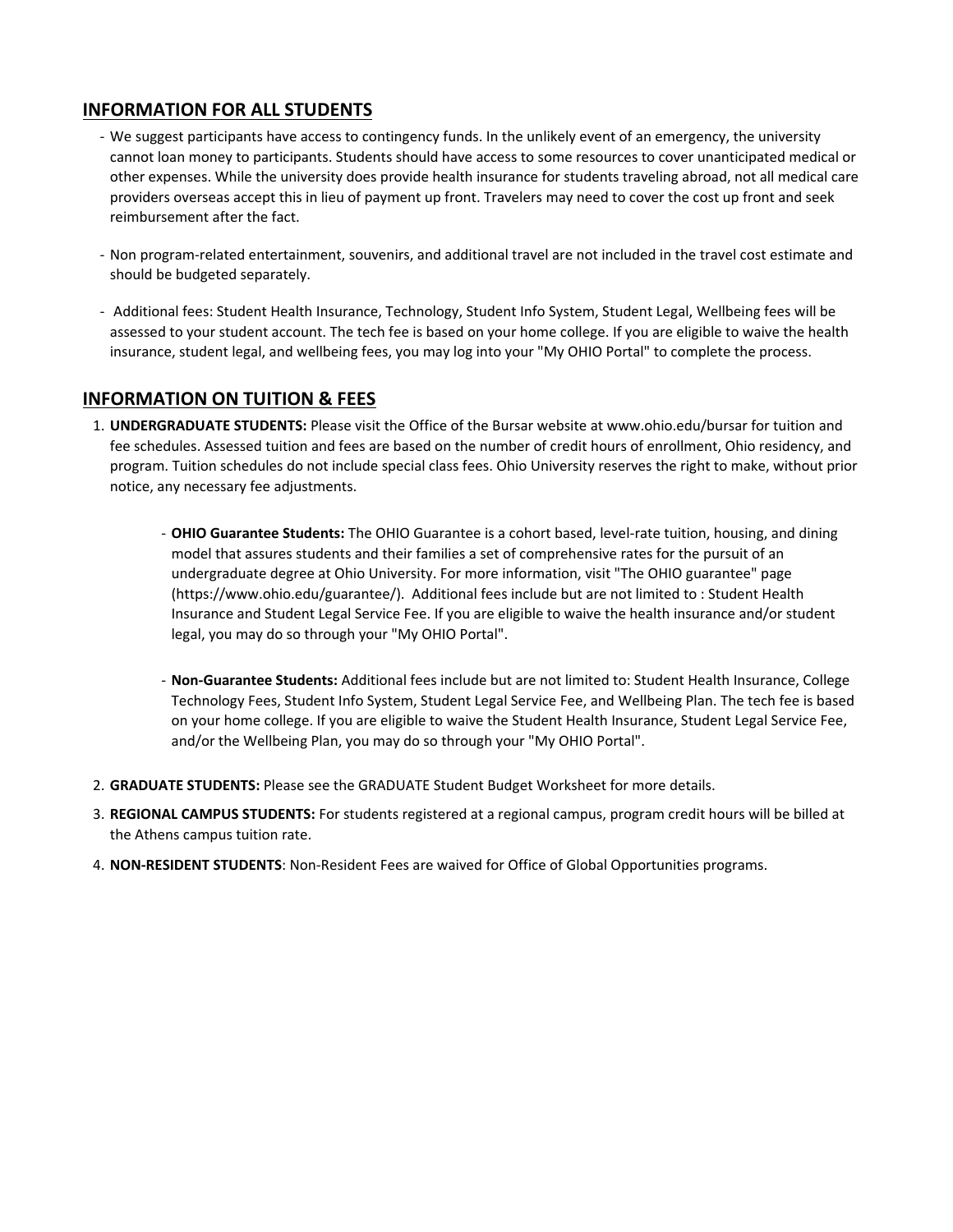## INFORMATION FOR ALL STUDENTS

- We suggest participants have access to contingency funds. In the unlikely event of an emergency, the university cannot loan money to participants. Students should have access to some resources to cover unanticipated medical or other expenses. While the university does provide health insurance for students traveling abroad, not all medical care providers overseas accept this in lieu of payment up front. Travelers may need to cover the cost up front and seek reimbursement after the fact.

- Non program-related entertainment, souvenirs, and additional travel are not included in the travel cost estimate and should be budgeted separately.

- Additional fees: Student Health Insurance, Technology, Student Info System, Student Legal, Wellbeing fees will be assessed to your student account. The tech fee is based on your home college. If you are eligible to waive the health insurance, student legal, and wellbeing fees, you may log into your "My OHIO Portal" to complete the process.

## INFORMATION ON TUITION & FEES

1. **UNDERGRADUATE STUDENTS:** Please visit the Office of the Bursar website at www.ohio.edu/bursar for tuition and fee schedules. Assessed tuition and fees are based on the number of credit hours of enrollment, Ohio residency, and program. Tuition schedules do not include special class fees. Ohio University reserves the right to make, without prior notice, any necessary fee adjustments.

    - **OHIO Guarantee Students:** The OHIO Guarantee is a cohort based, level-rate tuition, housing, and dining model that assures students and their families a set of comprehensive rates for the pursuit of an undergraduate degree at Ohio University. For more information, visit "The OHIO guarantee" page (https://www.ohio.edu/guarantee/). Additional fees include but are not limited to : Student Health Insurance and Student Legal Service Fee. If you are eligible to waive the health insurance and/or student legal, you may do so through your "My OHIO Portal".

    - **Non-Guarantee Students:** Additional fees include but are not limited to: Student Health Insurance, College Technology Fees, Student Info System, Student Legal Service Fee, and Wellbeing Plan. The tech fee is based on your home college. If you are eligible to waive the Student Health Insurance, Student Legal Service Fee, and/or the Wellbeing Plan, you may do so through your "My OHIO Portal".

2. **GRADUATE STUDENTS:** Please see the GRADUATE Student Budget Worksheet for more details.

3. **REGIONAL CAMPUS STUDENTS:** For students registered at a regional campus, program credit hours will be billed at the Athens campus tuition rate.

4. **NON-RESIDENT STUDENTS**: Non-Resident Fees are waived for Office of Global Opportunities programs.